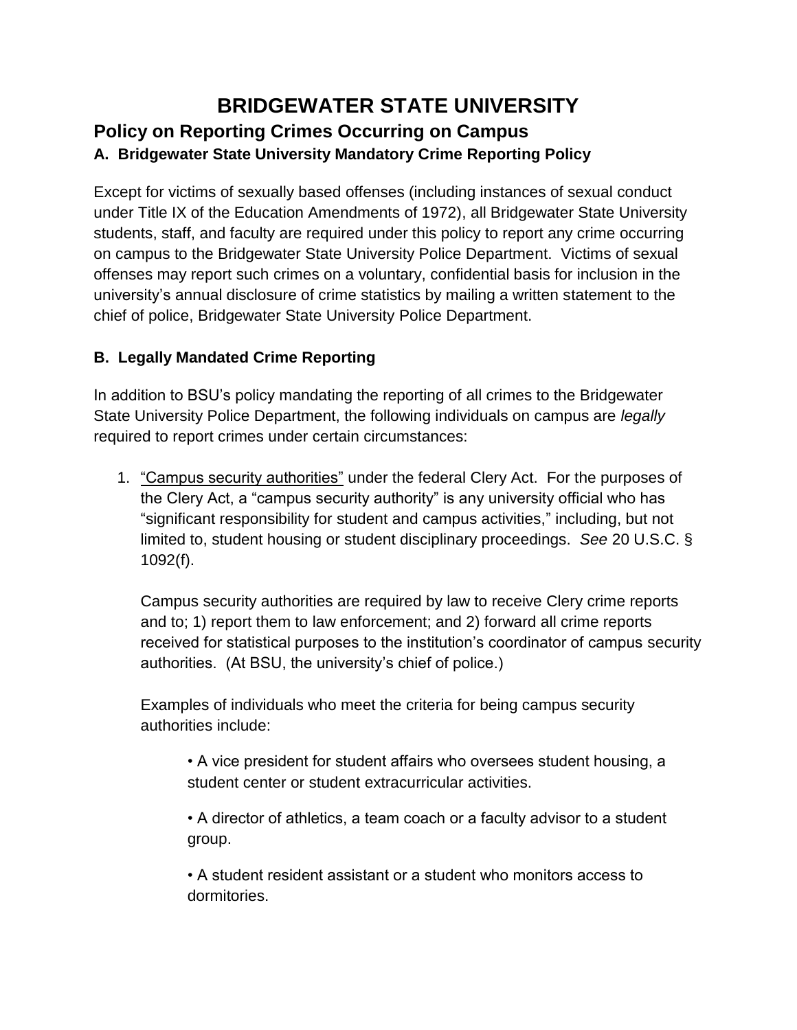# BRIDGEWATER STATE UNIVERSITY

## Policy on Reporting Crimes Occurring on Campus

### A. Bridgewater State University Mandatory Crime Reporting Policy

Except for victims of sexually based offenses (including instances of sexual conduct under Title IX of the Education Amendments of 1972), all Bridgewater State University students, staff, and faculty are required under this policy to report any crime occurring on campus to the Bridgewater State University Police Department. Victims of sexual offenses may report such crimes on a voluntary, confidential basis for inclusion in the university's annual disclosure of crime statistics by mailing a written statement to the chief of police, Bridgewater State University Police Department.

### B. Legally Mandated Crime Reporting

In addition to BSU's policy mandating the reporting of all crimes to the Bridgewater State University Police Department, the following individuals on campus are *legally* required to report crimes under certain circumstances:

1. "Campus security authorities" under the federal Clery Act. For the purposes of the Clery Act, a "campus security authority" is any university official who has "significant responsibility for student and campus activities," including, but not limited to, student housing or student disciplinary proceedings. *See* 20 U.S.C. § 1092(f).

   Campus security authorities are required by law to receive Clery crime reports and to; 1) report them to law enforcement; and 2) forward all crime reports received for statistical purposes to the institution's coordinator of campus security authorities. (At BSU, the university's chief of police.)

   Examples of individuals who meet the criteria for being campus security authorities include:

   - A vice president for student affairs who oversees student housing, a student center or student extracurricular activities.

   - A director of athletics, a team coach or a faculty advisor to a student group.

   - A student resident assistant or a student who monitors access to dormitories.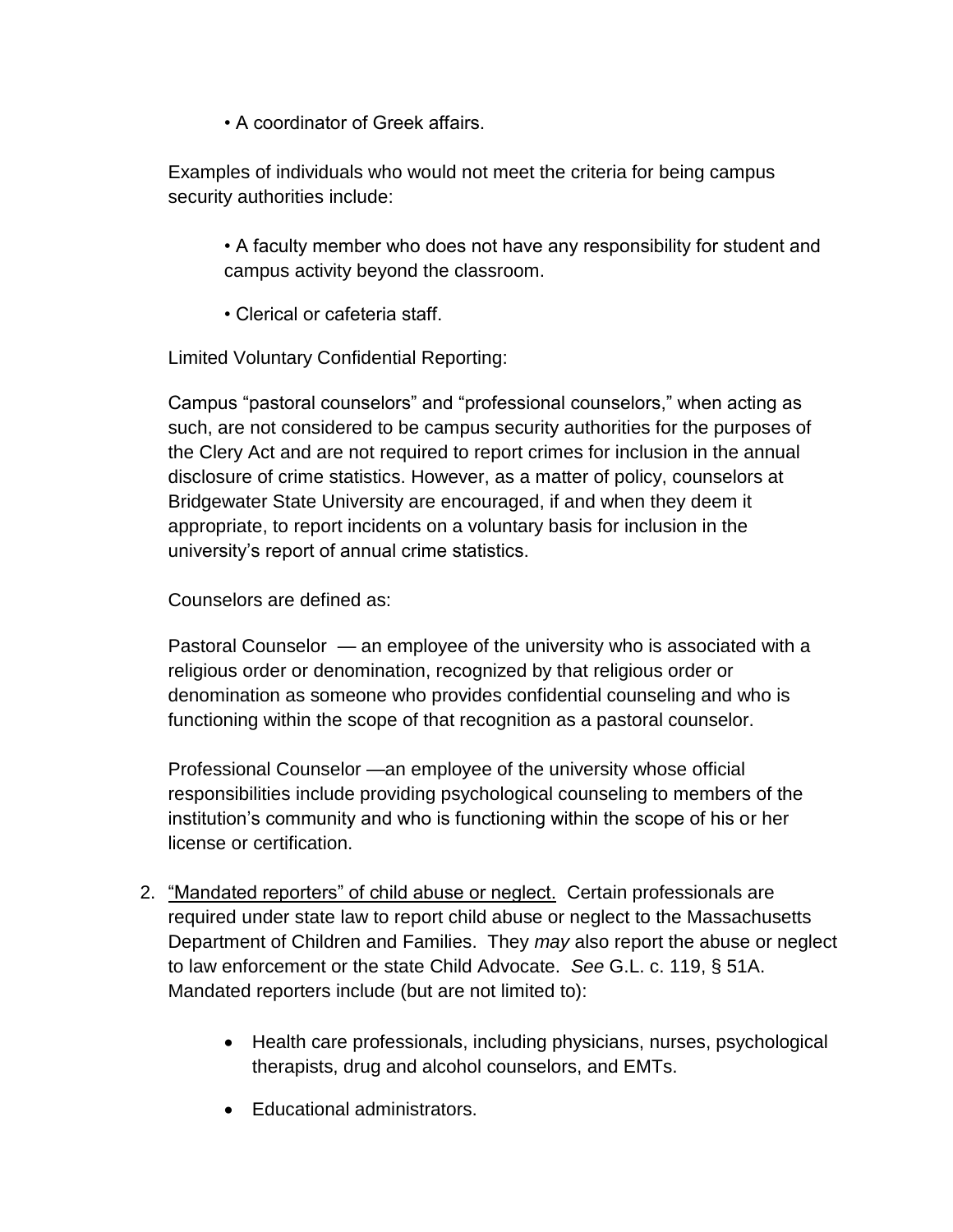- A coordinator of Greek affairs.

Examples of individuals who would not meet the criteria for being campus security authorities include:

- A faculty member who does not have any responsibility for student and campus activity beyond the classroom.

- Clerical or cafeteria staff.

Limited Voluntary Confidential Reporting:

Campus "pastoral counselors" and "professional counselors," when acting as such, are not considered to be campus security authorities for the purposes of the Clery Act and are not required to report crimes for inclusion in the annual disclosure of crime statistics. However, as a matter of policy, counselors at Bridgewater State University are encouraged, if and when they deem it appropriate, to report incidents on a voluntary basis for inclusion in the university's report of annual crime statistics.

Counselors are defined as:

Pastoral Counselor — an employee of the university who is associated with a religious order or denomination, recognized by that religious order or denomination as someone who provides confidential counseling and who is functioning within the scope of that recognition as a pastoral counselor.

Professional Counselor —an employee of the university whose official responsibilities include providing psychological counseling to members of the institution's community and who is functioning within the scope of his or her license or certification.

2. <u>"Mandated reporters" of child abuse or neglect.</u> Certain professionals are required under state law to report child abuse or neglect to the Massachusetts Department of Children and Families. They *may* also report the abuse or neglect to law enforcement or the state Child Advocate. *See* G.L. c. 119, § 51A. Mandated reporters include (but are not limited to):

    - Health care professionals, including physicians, nurses, psychological therapists, drug and alcohol counselors, and EMTs.

    - Educational administrators.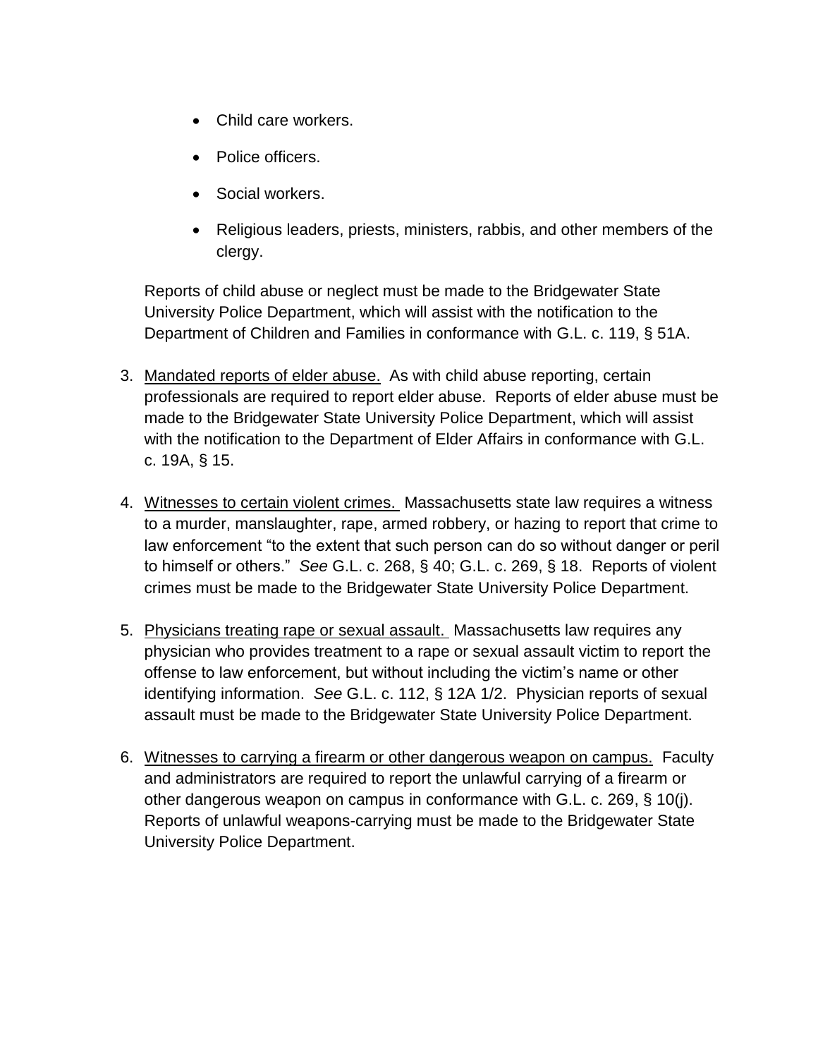- Child care workers.
- Police officers.
- Social workers.
- Religious leaders, priests, ministers, rabbis, and other members of the clergy.

Reports of child abuse or neglect must be made to the Bridgewater State University Police Department, which will assist with the notification to the Department of Children and Families in conformance with G.L. c. 119, § 51A.

3. <u>Mandated reports of elder abuse.</u> As with child abuse reporting, certain professionals are required to report elder abuse. Reports of elder abuse must be made to the Bridgewater State University Police Department, which will assist with the notification to the Department of Elder Affairs in conformance with G.L. c. 19A, § 15.

4. <u>Witnesses to certain violent crimes.</u> Massachusetts state law requires a witness to a murder, manslaughter, rape, armed robbery, or hazing to report that crime to law enforcement "to the extent that such person can do so without danger or peril to himself or others." *See* G.L. c. 268, § 40; G.L. c. 269, § 18. Reports of violent crimes must be made to the Bridgewater State University Police Department.

5. <u>Physicians treating rape or sexual assault.</u> Massachusetts law requires any physician who provides treatment to a rape or sexual assault victim to report the offense to law enforcement, but without including the victim's name or other identifying information. *See* G.L. c. 112, § 12A 1/2. Physician reports of sexual assault must be made to the Bridgewater State University Police Department.

6. <u>Witnesses to carrying a firearm or other dangerous weapon on campus.</u> Faculty and administrators are required to report the unlawful carrying of a firearm or other dangerous weapon on campus in conformance with G.L. c. 269, § 10(j). Reports of unlawful weapons-carrying must be made to the Bridgewater State University Police Department.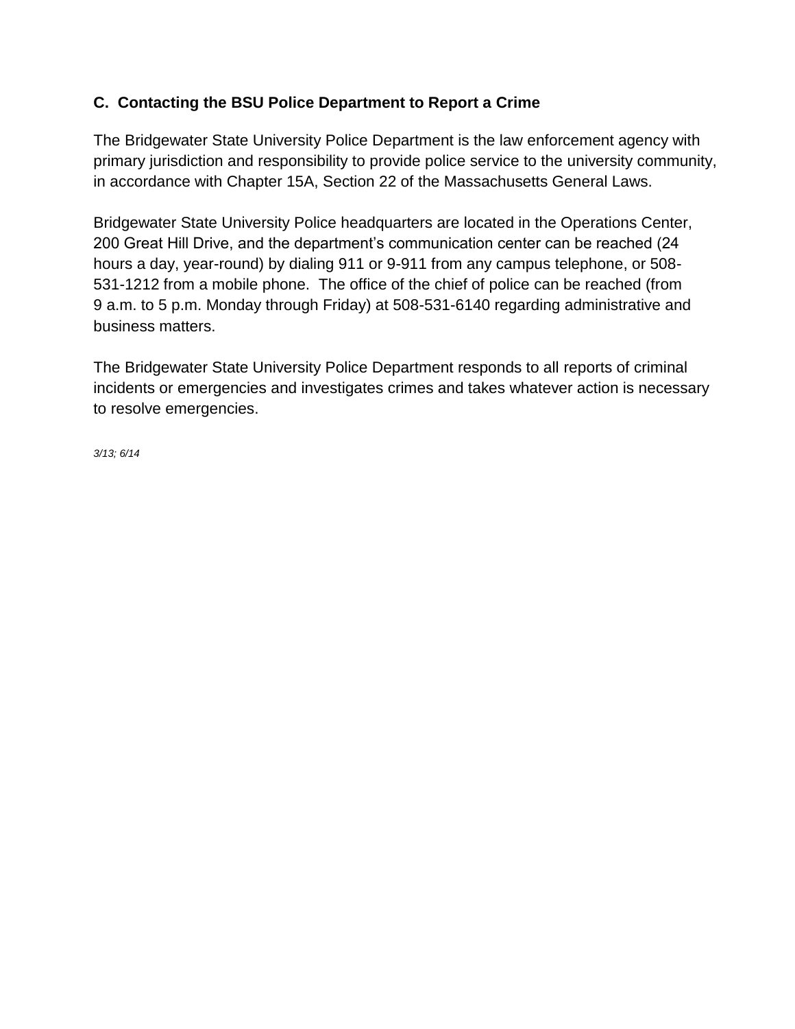### C. Contacting the BSU Police Department to Report a Crime

The Bridgewater State University Police Department is the law enforcement agency with primary jurisdiction and responsibility to provide police service to the university community, in accordance with Chapter 15A, Section 22 of the Massachusetts General Laws.

Bridgewater State University Police headquarters are located in the Operations Center, 200 Great Hill Drive, and the department's communication center can be reached (24 hours a day, year-round) by dialing 911 or 9-911 from any campus telephone, or 508-531-1212 from a mobile phone. The office of the chief of police can be reached (from 9 a.m. to 5 p.m. Monday through Friday) at 508-531-6140 regarding administrative and business matters.

The Bridgewater State University Police Department responds to all reports of criminal incidents or emergencies and investigates crimes and takes whatever action is necessary to resolve emergencies.

*3/13; 6/14*